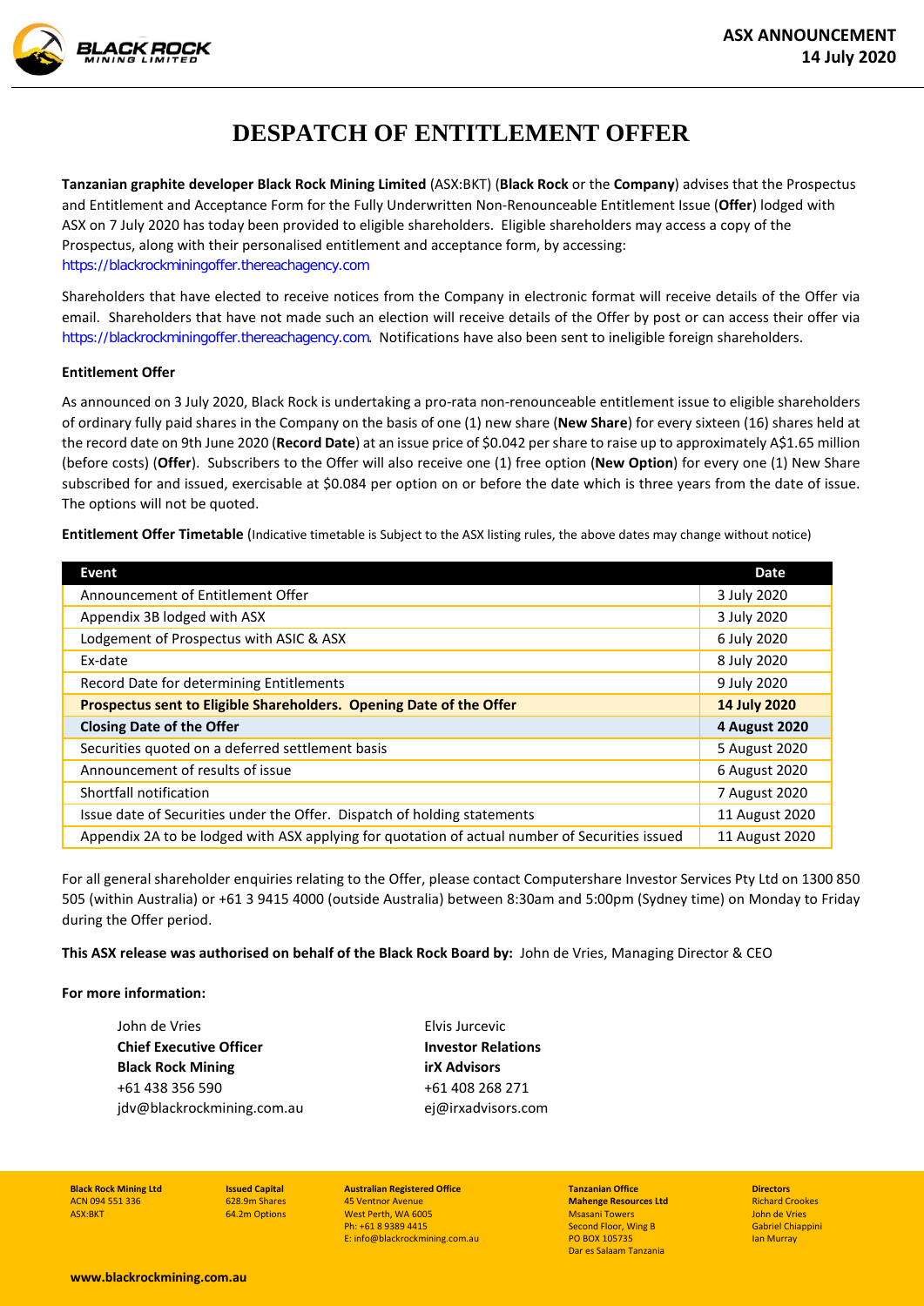**ASX ANNOUNCEMENT**
**14 July 2020**

# DESPATCH OF ENTITLEMENT OFFER

**Tanzanian graphite developer Black Rock Mining Limited** (ASX:BKT) (**Black Rock** or the **Company**) advises that the Prospectus and Entitlement and Acceptance Form for the Fully Underwritten Non-Renounceable Entitlement Issue (**Offer**) lodged with ASX on 7 July 2020 has today been provided to eligible shareholders. Eligible shareholders may access a copy of the Prospectus, along with their personalised entitlement and acceptance form, by accessing: https://blackrockminingoffer.thereachagency.com

Shareholders that have elected to receive notices from the Company in electronic format will receive details of the Offer via email. Shareholders that have not made such an election will receive details of the Offer by post or can access their offer via https://blackrockminingoffer.thereachagency.com. Notifications have also been sent to ineligible foreign shareholders.

**Entitlement Offer**

As announced on 3 July 2020, Black Rock is undertaking a pro-rata non-renounceable entitlement issue to eligible shareholders of ordinary fully paid shares in the Company on the basis of one (1) new share (**New Share**) for every sixteen (16) shares held at the record date on 9th June 2020 (**Record Date**) at an issue price of $0.042 per share to raise up to approximately A$1.65 million (before costs) (**Offer**). Subscribers to the Offer will also receive one (1) free option (**New Option**) for every one (1) New Share subscribed for and issued, exercisable at $0.084 per option on or before the date which is three years from the date of issue. The options will not be quoted.

**Entitlement Offer Timetable** (Indicative timetable is Subject to the ASX listing rules, the above dates may change without notice)

| Event | Date |
|---|---|
| Announcement of Entitlement Offer | 3 July 2020 |
| Appendix 3B lodged with ASX | 3 July 2020 |
| Lodgement of Prospectus with ASIC & ASX | 6 July 2020 |
| Ex-date | 8 July 2020 |
| Record Date for determining Entitlements | 9 July 2020 |
| **Prospectus sent to Eligible Shareholders. Opening Date of the Offer** | **14 July 2020** |
| **Closing Date of the Offer** | **4 August 2020** |
| Securities quoted on a deferred settlement basis | 5 August 2020 |
| Announcement of results of issue | 6 August 2020 |
| Shortfall notification | 7 August 2020 |
| Issue date of Securities under the Offer. Dispatch of holding statements | 11 August 2020 |
| Appendix 2A to be lodged with ASX applying for quotation of actual number of Securities issued | 11 August 2020 |

For all general shareholder enquiries relating to the Offer, please contact Computershare Investor Services Pty Ltd on 1300 850 505 (within Australia) or +61 3 9415 4000 (outside Australia) between 8:30am and 5:00pm (Sydney time) on Monday to Friday during the Offer period.

**This ASX release was authorised on behalf of the Black Rock Board by:** John de Vries, Managing Director & CEO

**For more information:**

John de Vries
**Chief Executive Officer**
**Black Rock Mining**
+61 438 356 590
jdv@blackrockmining.com.au

Elvis Jurcevic
**Investor Relations**
**irX Advisors**
+61 408 268 271
ej@irxadvisors.com

**Black Rock Mining Ltd**
ACN 094 551 336
ASX:BKT

**Issued Capital**
628.9m Shares
64.2m Options

**Australian Registered Office**
45 Ventnor Avenue
West Perth, WA 6005
Ph: +61 8 9389 4415
E: info@blackrockmining.com.au

**Tanzanian Office**
**Mahenge Resources Ltd**
Msasani Towers
Second Floor, Wing B
PO BOX 105735
Dar es Salaam Tanzania

**Directors**
Richard Crookes
John de Vries
Gabriel Chiappini
Ian Murray

**www.blackrockmining.com.au**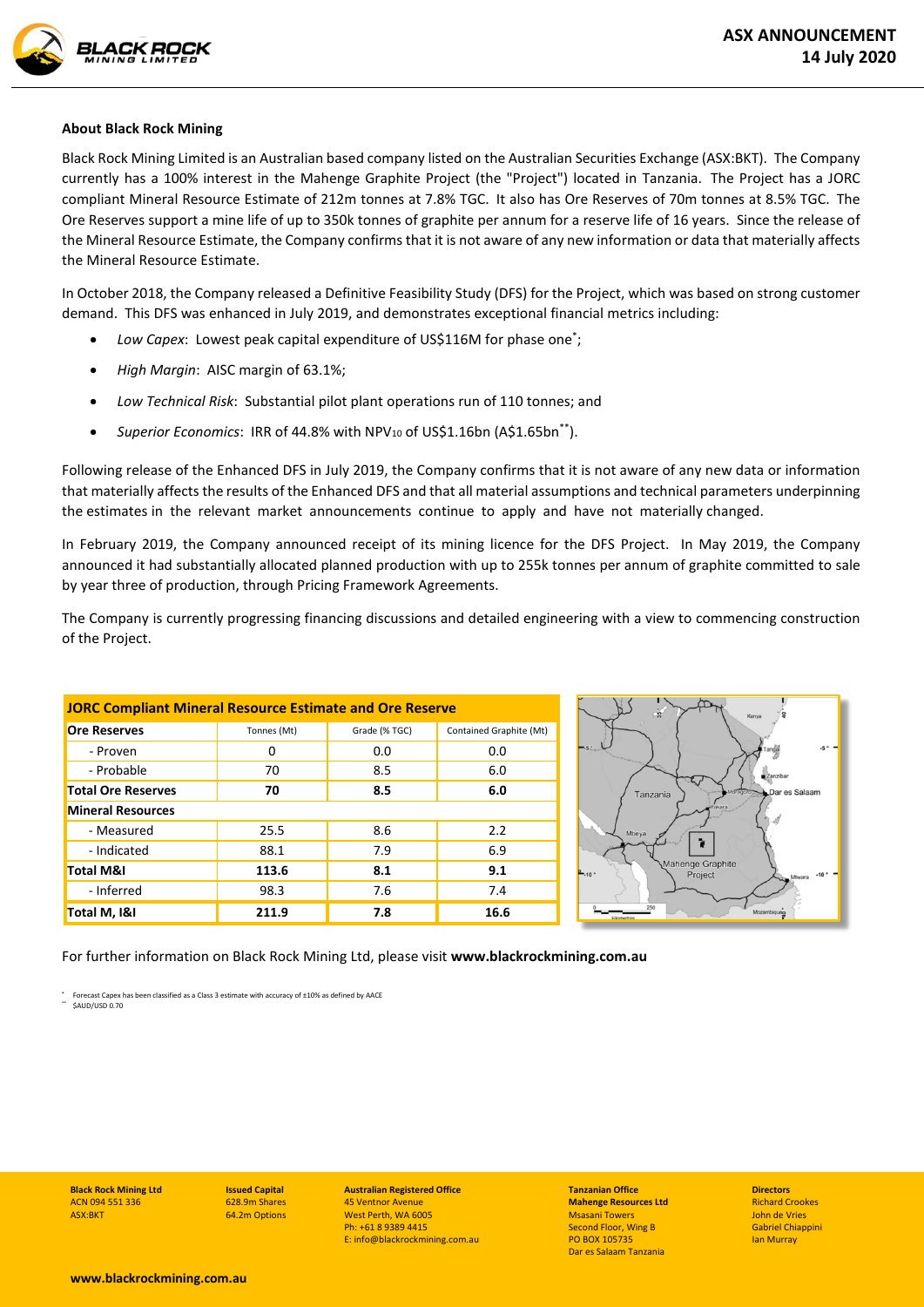## About Black Rock Mining

Black Rock Mining Limited is an Australian based company listed on the Australian Securities Exchange (ASX:BKT). The Company currently has a 100% interest in the Mahenge Graphite Project (the "Project") located in Tanzania. The Project has a JORC compliant Mineral Resource Estimate of 212m tonnes at 7.8% TGC. It also has Ore Reserves of 70m tonnes at 8.5% TGC. The Ore Reserves support a mine life of up to 350k tonnes of graphite per annum for a reserve life of 16 years. Since the release of the Mineral Resource Estimate, the Company confirms that it is not aware of any new information or data that materially affects the Mineral Resource Estimate.

In October 2018, the Company released a Definitive Feasibility Study (DFS) for the Project, which was based on strong customer demand. This DFS was enhanced in July 2019, and demonstrates exceptional financial metrics including:

- *Low Capex*: Lowest peak capital expenditure of US$116M for phase one*;
- *High Margin*: AISC margin of 63.1%;
- *Low Technical Risk*: Substantial pilot plant operations run of 110 tonnes; and
- *Superior Economics*: IRR of 44.8% with $NPV_{10}$ of US$1.16bn (A$1.65bn**).

Following release of the Enhanced DFS in July 2019, the Company confirms that it is not aware of any new data or information that materially affects the results of the Enhanced DFS and that all material assumptions and technical parameters underpinning the estimates in the relevant market announcements continue to apply and have not materially changed.

In February 2019, the Company announced receipt of its mining licence for the DFS Project. In May 2019, the Company announced it had substantially allocated planned production with up to 255k tonnes per annum of graphite committed to sale by year three of production, through Pricing Framework Agreements.

The Company is currently progressing financing discussions and detailed engineering with a view to commencing construction of the Project.

**JORC Compliant Mineral Resource Estimate and Ore Reserve**

| | | | |
|---|---|---|---|
| **Ore Reserves** | Tonnes (Mt) | Grade (% TGC) | Contained Graphite (Mt) |
| - Proven | 0 | 0.0 | 0.0 |
| - Probable | 70 | 8.5 | 6.0 |
| **Total Ore Reserves** | **70** | **8.5** | **6.0** |
| **Mineral Resources** | | | |
| - Measured | 25.5 | 8.6 | 2.2 |
| - Indicated | 88.1 | 7.9 | 6.9 |
| **Total M&I** | **113.6** | **8.1** | **9.1** |
| - Inferred | 98.3 | 7.6 | 7.4 |
| **Total M, I&I** | **211.9** | **7.8** | **16.6** |

Kenya
Tanga
Zanzibar
Dar es Salaam
Tanzania
Morogoro
Ifakara
Mbeya
Mahenge Graphite Project
Mtwara
Mozambique
-5°
-10°
250
kilometres

For further information on Black Rock Mining Ltd, please visit **www.blackrockmining.com.au**

\* Forecast Capex has been classified as a Class 3 estimate with accuracy of ±10% as defined by AACE
\*\* $AUD/USD 0.70